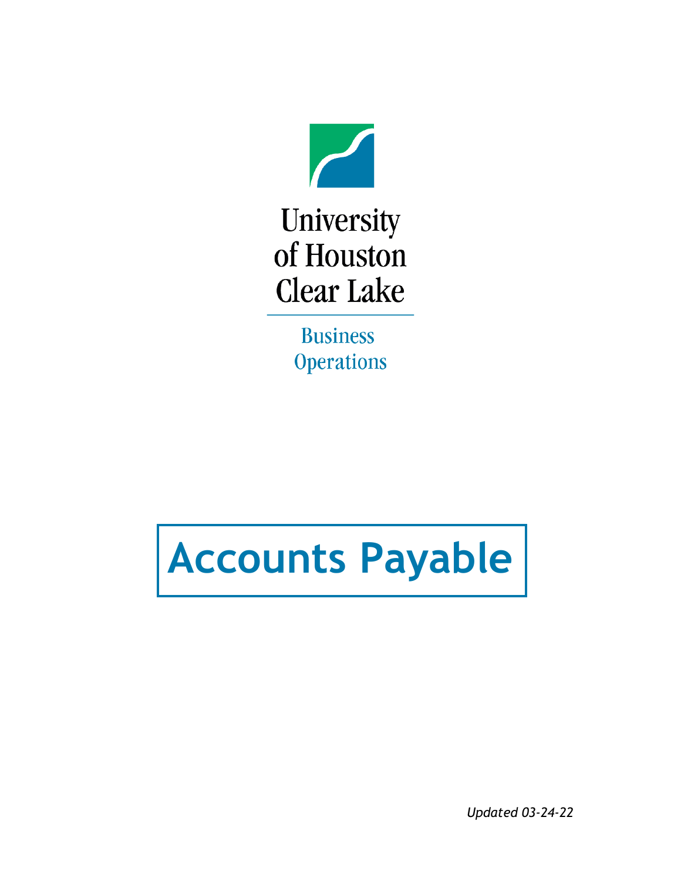University of Houston Clear Lake

Business Operations

# Accounts Payable

*Updated 03-24-22*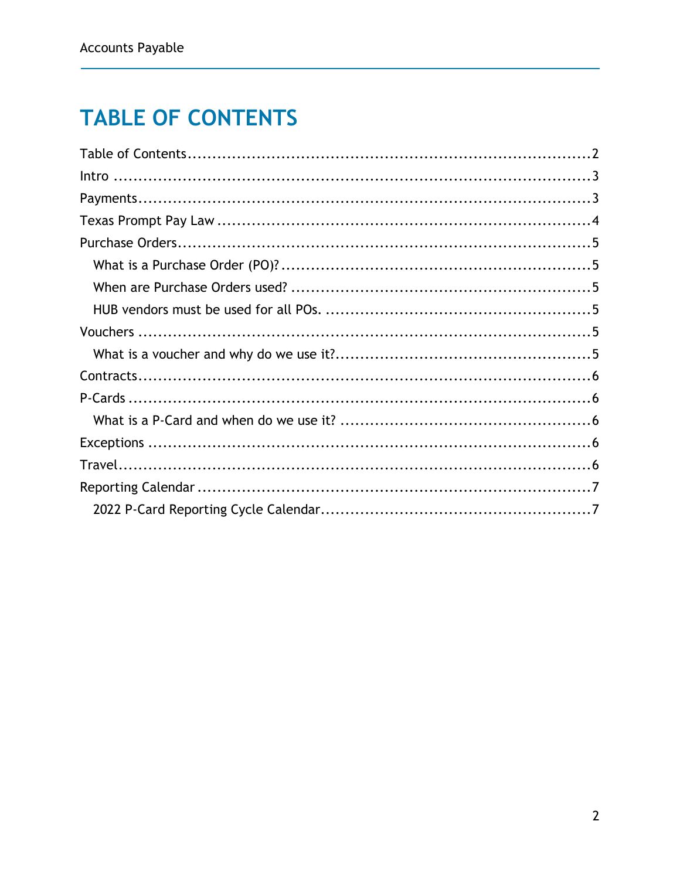# TABLE OF CONTENTS

Table of Contents....................................................................................2
Intro ...........................................................................................................3
Payments....................................................................................................3
Texas Prompt Pay Law ...............................................................................4
Purchase Orders..........................................................................................5
  What is a Purchase Order (PO)?..............................................................5
  When are Purchase Orders used? ............................................................5
  HUB vendors must be used for all POs. ....................................................5
Vouchers .....................................................................................................5
  What is a voucher and why do we use it?..................................................5
Contracts.....................................................................................................6
P-Cards .......................................................................................................6
  What is a P-Card and when do we use it? .................................................6
Exceptions ...................................................................................................6
Travel...........................................................................................................6
Reporting Calendar .....................................................................................7
  2022 P-Card Reporting Cycle Calendar......................................................7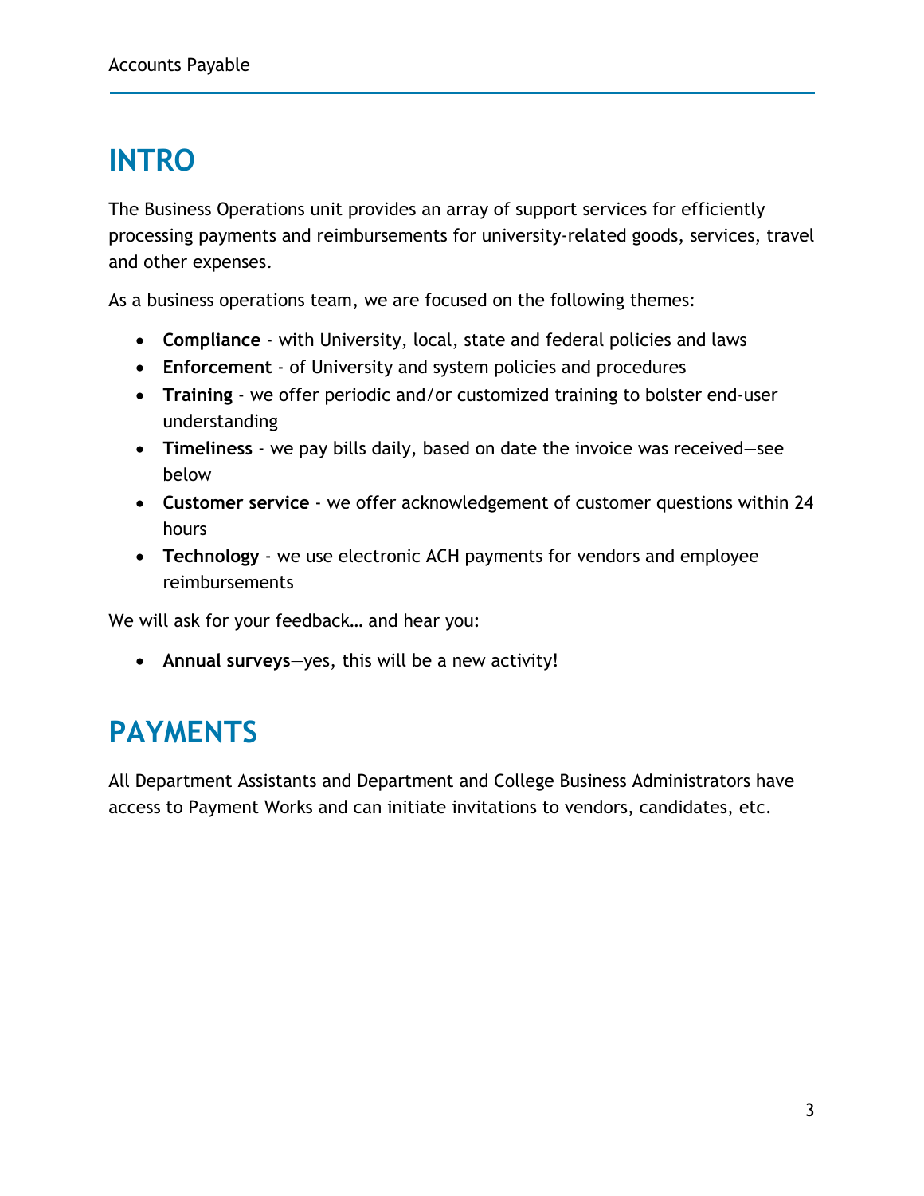# INTRO

The Business Operations unit provides an array of support services for efficiently processing payments and reimbursements for university-related goods, services, travel and other expenses.

As a business operations team, we are focused on the following themes:

- **Compliance** - with University, local, state and federal policies and laws
- **Enforcement** - of University and system policies and procedures
- **Training** - we offer periodic and/or customized training to bolster end-user understanding
- **Timeliness** - we pay bills daily, based on date the invoice was received—see below
- **Customer service** - we offer acknowledgement of customer questions within 24 hours
- **Technology** - we use electronic ACH payments for vendors and employee reimbursements

We will ask for your feedback… and hear you:

- **Annual surveys**—yes, this will be a new activity!

# PAYMENTS

All Department Assistants and Department and College Business Administrators have access to Payment Works and can initiate invitations to vendors, candidates, etc.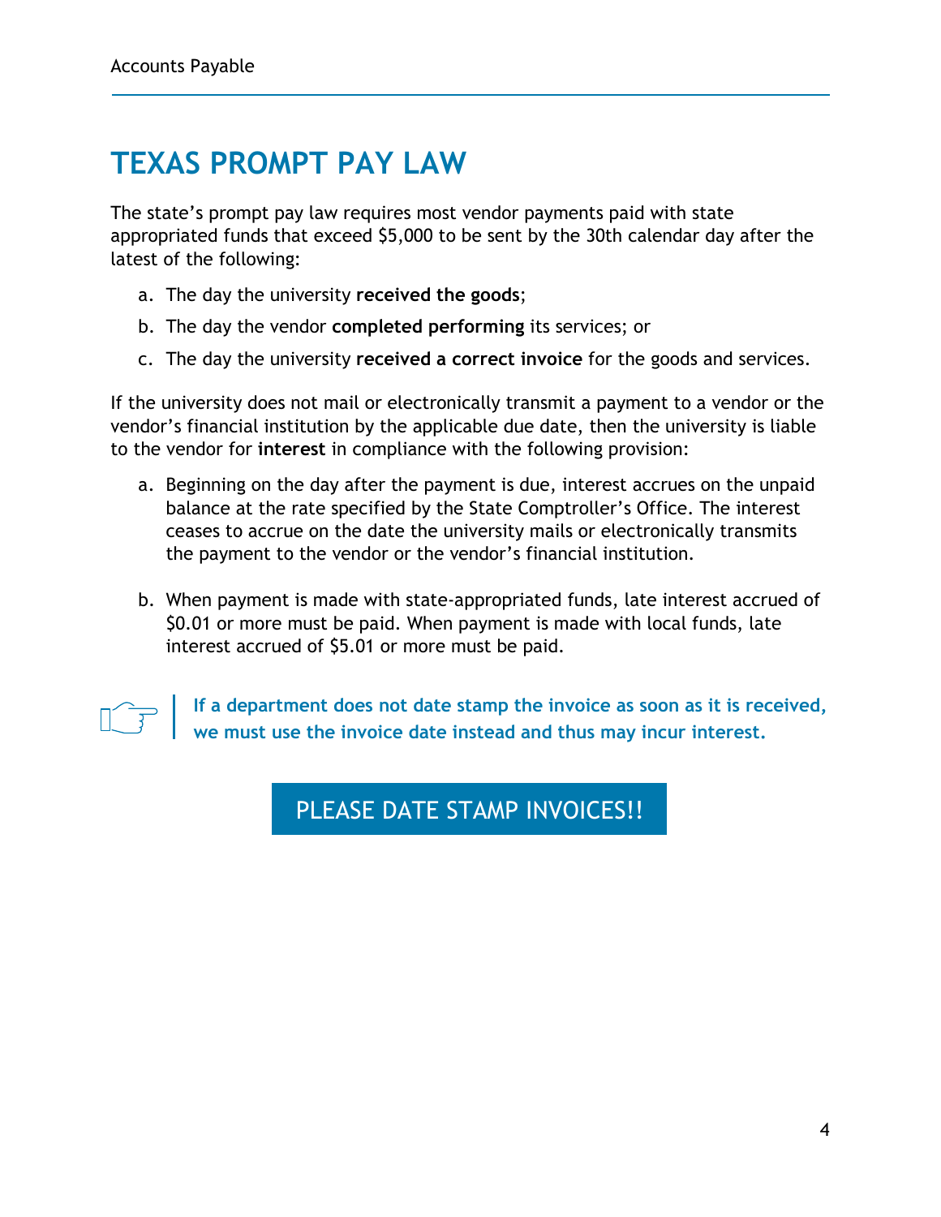# TEXAS PROMPT PAY LAW

The state's prompt pay law requires most vendor payments paid with state appropriated funds that exceed $5,000 to be sent by the 30th calendar day after the latest of the following:

a. The day the university **received the goods**;

b. The day the vendor **completed performing** its services; or

c. The day the university **received a correct invoice** for the goods and services.

If the university does not mail or electronically transmit a payment to a vendor or the vendor's financial institution by the applicable due date, then the university is liable to the vendor for **interest** in compliance with the following provision:

a. Beginning on the day after the payment is due, interest accrues on the unpaid balance at the rate specified by the State Comptroller's Office. The interest ceases to accrue on the date the university mails or electronically transmits the payment to the vendor or the vendor's financial institution.

b. When payment is made with state-appropriated funds, late interest accrued of $0.01 or more must be paid. When payment is made with local funds, late interest accrued of $5.01 or more must be paid.

> **If a department does not date stamp the invoice as soon as it is received, we must use the invoice date instead and thus may incur interest.**

**PLEASE DATE STAMP INVOICES!!**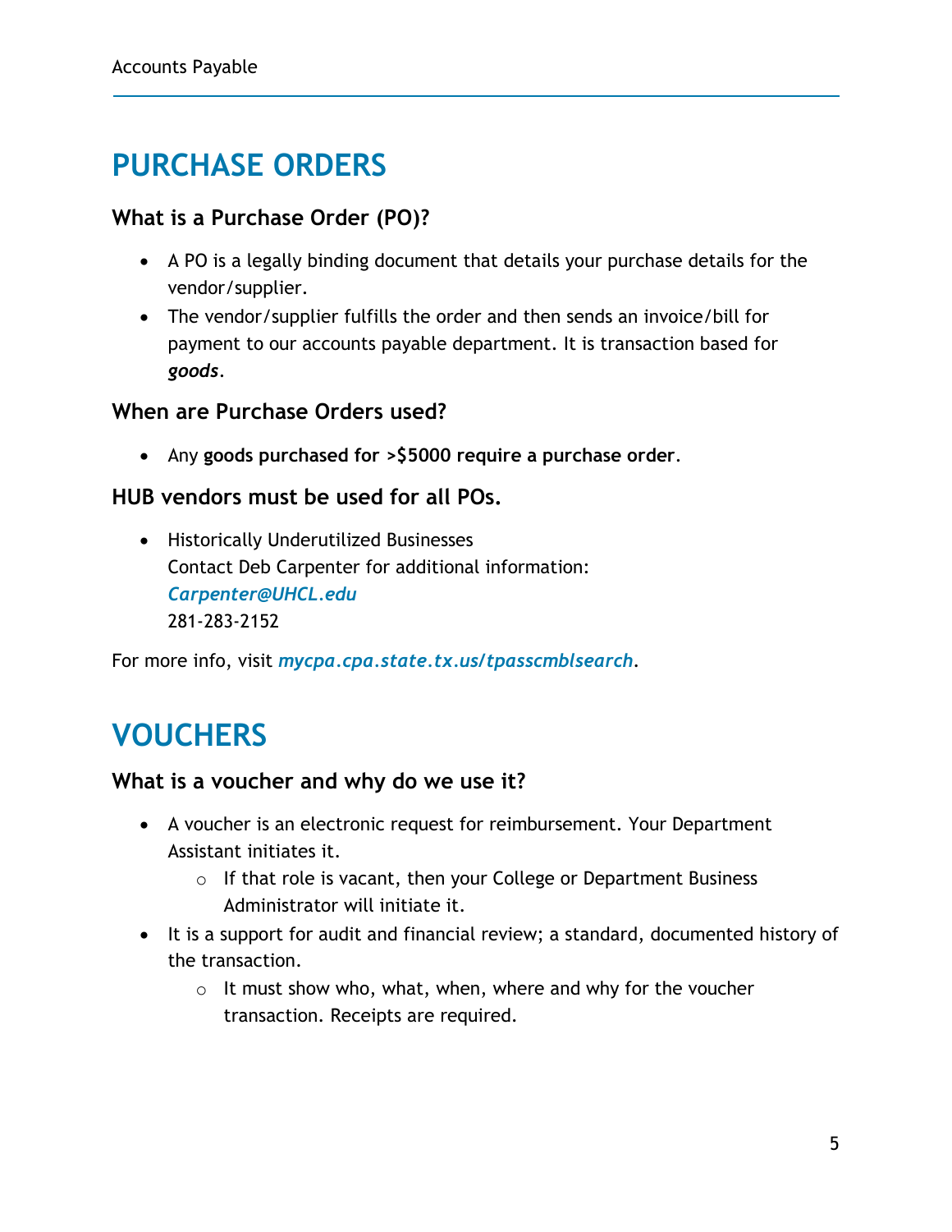# PURCHASE ORDERS

### What is a Purchase Order (PO)?

- A PO is a legally binding document that details your purchase details for the vendor/supplier.
- The vendor/supplier fulfills the order and then sends an invoice/bill for payment to our accounts payable department. It is transaction based for ***goods***.

### When are Purchase Orders used?

- Any **goods purchased for >$5000 require a purchase order**.

### HUB vendors must be used for all POs.

- Historically Underutilized Businesses
  Contact Deb Carpenter for additional information:
  ***Carpenter@UHCL.edu***
  281-283-2152

For more info, visit ***mycpa.cpa.state.tx.us/tpasscmblsearch***.

# VOUCHERS

### What is a voucher and why do we use it?

- A voucher is an electronic request for reimbursement. Your Department Assistant initiates it.
  - If that role is vacant, then your College or Department Business Administrator will initiate it.
- It is a support for audit and financial review; a standard, documented history of the transaction.
  - It must show who, what, when, where and why for the voucher transaction. Receipts are required.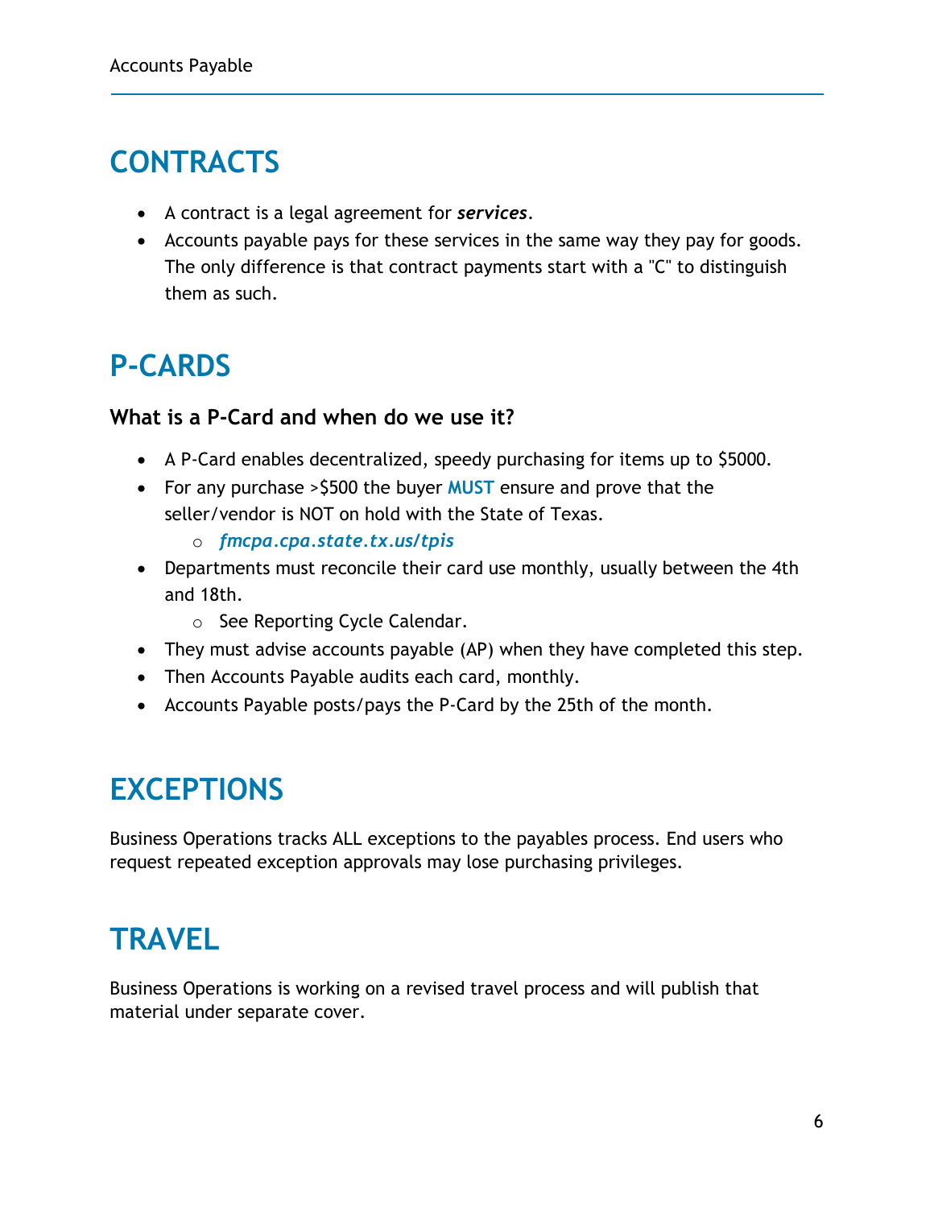# CONTRACTS

- A contract is a legal agreement for ***services***.
- Accounts payable pays for these services in the same way they pay for goods. The only difference is that contract payments start with a "C" to distinguish them as such.

# P-CARDS

### What is a P-Card and when do we use it?

- A P-Card enables decentralized, speedy purchasing for items up to $5000.
- For any purchase >$500 the buyer **MUST** ensure and prove that the seller/vendor is NOT on hold with the State of Texas.
  - ***fmcpa.cpa.state.tx.us/tpis***
- Departments must reconcile their card use monthly, usually between the 4th and 18th.
  - See Reporting Cycle Calendar.
- They must advise accounts payable (AP) when they have completed this step.
- Then Accounts Payable audits each card, monthly.
- Accounts Payable posts/pays the P-Card by the 25th of the month.

# EXCEPTIONS

Business Operations tracks ALL exceptions to the payables process. End users who request repeated exception approvals may lose purchasing privileges.

# TRAVEL

Business Operations is working on a revised travel process and will publish that material under separate cover.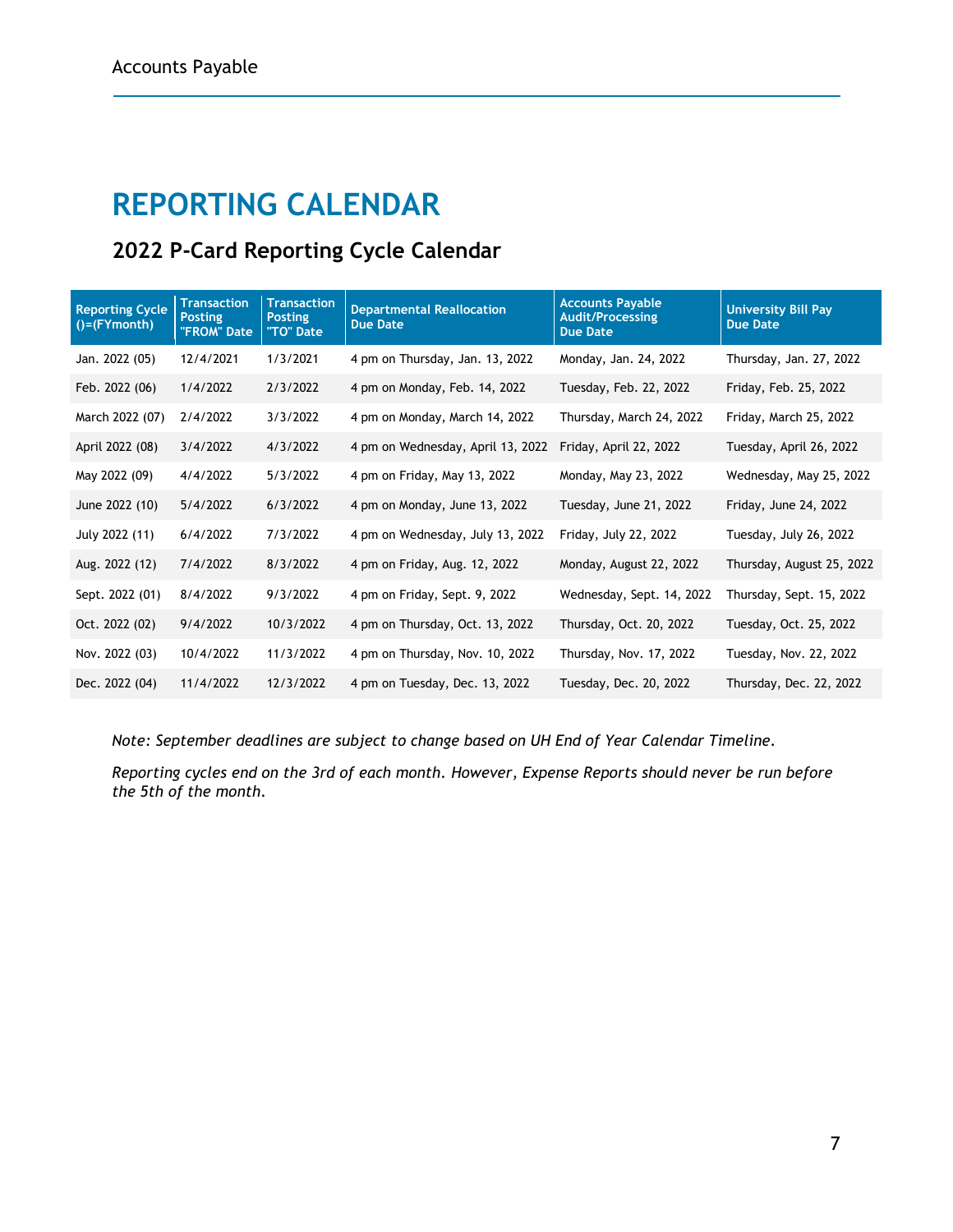# REPORTING CALENDAR

## 2022 P-Card Reporting Cycle Calendar

| Reporting Cycle ()=(FYmonth) | Transaction Posting "FROM" Date | Transaction Posting "TO" Date | Departmental Reallocation Due Date | Accounts Payable Audit/Processing Due Date | University Bill Pay Due Date |
|---|---|---|---|---|---|
| Jan. 2022 (05) | 12/4/2021 | 1/3/2021 | 4 pm on Thursday, Jan. 13, 2022 | Monday, Jan. 24, 2022 | Thursday, Jan. 27, 2022 |
| Feb. 2022 (06) | 1/4/2022 | 2/3/2022 | 4 pm on Monday, Feb. 14, 2022 | Tuesday, Feb. 22, 2022 | Friday, Feb. 25, 2022 |
| March 2022 (07) | 2/4/2022 | 3/3/2022 | 4 pm on Monday, March 14, 2022 | Thursday, March 24, 2022 | Friday, March 25, 2022 |
| April 2022 (08) | 3/4/2022 | 4/3/2022 | 4 pm on Wednesday, April 13, 2022 | Friday, April 22, 2022 | Tuesday, April 26, 2022 |
| May 2022 (09) | 4/4/2022 | 5/3/2022 | 4 pm on Friday, May 13, 2022 | Monday, May 23, 2022 | Wednesday, May 25, 2022 |
| June 2022 (10) | 5/4/2022 | 6/3/2022 | 4 pm on Monday, June 13, 2022 | Tuesday, June 21, 2022 | Friday, June 24, 2022 |
| July 2022 (11) | 6/4/2022 | 7/3/2022 | 4 pm on Wednesday, July 13, 2022 | Friday, July 22, 2022 | Tuesday, July 26, 2022 |
| Aug. 2022 (12) | 7/4/2022 | 8/3/2022 | 4 pm on Friday, Aug. 12, 2022 | Monday, August 22, 2022 | Thursday, August 25, 2022 |
| Sept. 2022 (01) | 8/4/2022 | 9/3/2022 | 4 pm on Friday, Sept. 9, 2022 | Wednesday, Sept. 14, 2022 | Thursday, Sept. 15, 2022 |
| Oct. 2022 (02) | 9/4/2022 | 10/3/2022 | 4 pm on Thursday, Oct. 13, 2022 | Thursday, Oct. 20, 2022 | Tuesday, Oct. 25, 2022 |
| Nov. 2022 (03) | 10/4/2022 | 11/3/2022 | 4 pm on Thursday, Nov. 10, 2022 | Thursday, Nov. 17, 2022 | Tuesday, Nov. 22, 2022 |
| Dec. 2022 (04) | 11/4/2022 | 12/3/2022 | 4 pm on Tuesday, Dec. 13, 2022 | Tuesday, Dec. 20, 2022 | Thursday, Dec. 22, 2022 |

*Note: September deadlines are subject to change based on UH End of Year Calendar Timeline.*

*Reporting cycles end on the 3rd of each month. However, Expense Reports should never be run before the 5th of the month.*